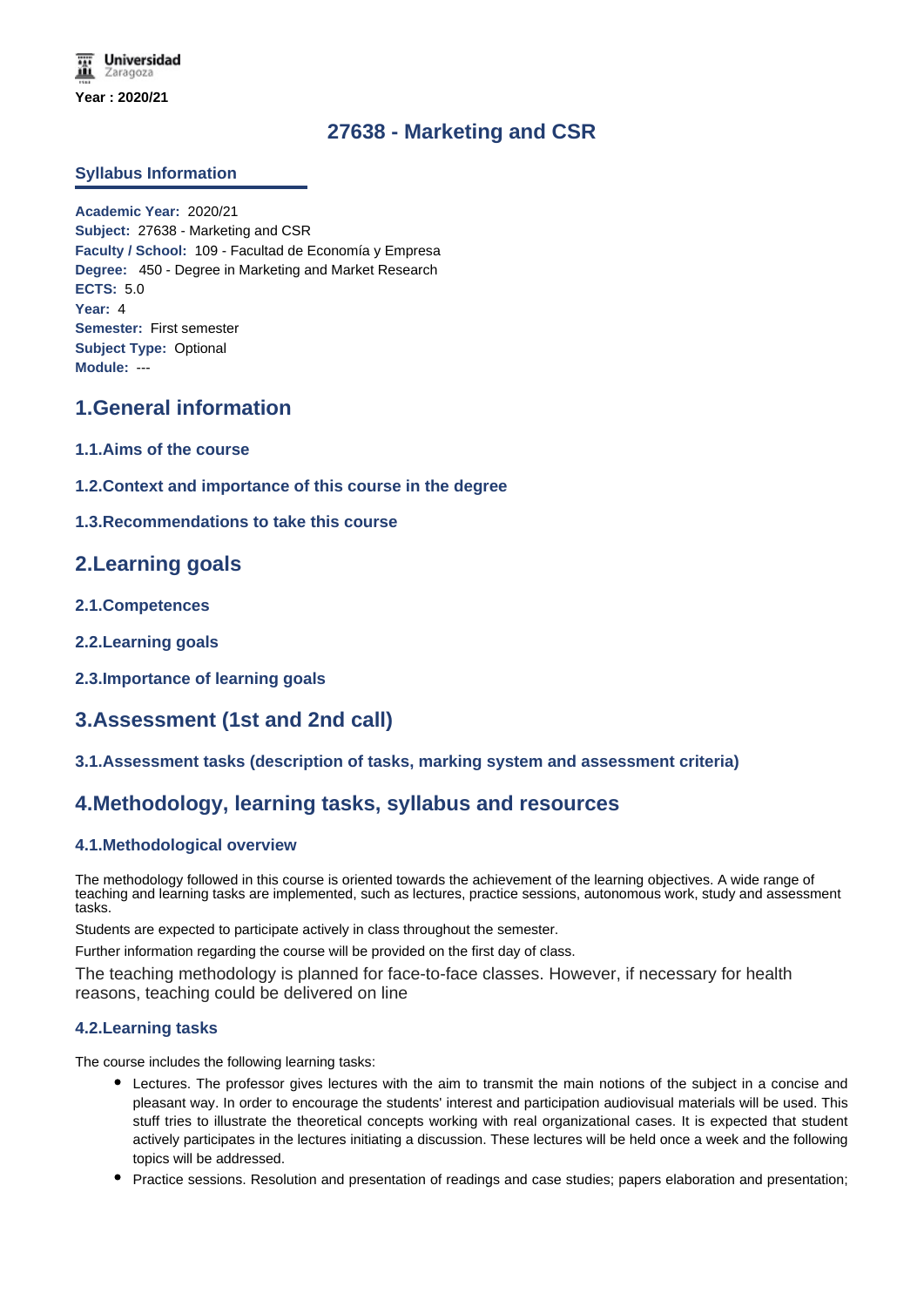Year : 2020/21

# 27638 - Marketing and CSR

## Syllabus Information

**Academic Year:** 2020/21
**Subject:** 27638 - Marketing and CSR
**Faculty / School:** 109 - Facultad de Economía y Empresa
**Degree:** 450 - Degree in Marketing and Market Research
**ECTS:** 5.0
**Year:** 4
**Semester:** First semester
**Subject Type:** Optional
**Module:** ---

## 1.General information

### 1.1.Aims of the course

### 1.2.Context and importance of this course in the degree

### 1.3.Recommendations to take this course

## 2.Learning goals

### 2.1.Competences

### 2.2.Learning goals

### 2.3.Importance of learning goals

## 3.Assessment (1st and 2nd call)

### 3.1.Assessment tasks (description of tasks, marking system and assessment criteria)

## 4.Methodology, learning tasks, syllabus and resources

### 4.1.Methodological overview

The methodology followed in this course is oriented towards the achievement of the learning objectives. A wide range of teaching and learning tasks are implemented, such as lectures, practice sessions, autonomous work, study and assessment tasks.

Students are expected to participate actively in class throughout the semester.

Further information regarding the course will be provided on the first day of class.

The teaching methodology is planned for face-to-face classes. However, if necessary for health reasons, teaching could be delivered on line

### 4.2.Learning tasks

The course includes the following learning tasks:

- Lectures. The professor gives lectures with the aim to transmit the main notions of the subject in a concise and pleasant way. In order to encourage the students' interest and participation audiovisual materials will be used. This stuff tries to illustrate the theoretical concepts working with real organizational cases. It is expected that student actively participates in the lectures initiating a discussion. These lectures will be held once a week and the following topics will be addressed.
- Practice sessions. Resolution and presentation of readings and case studies; papers elaboration and presentation;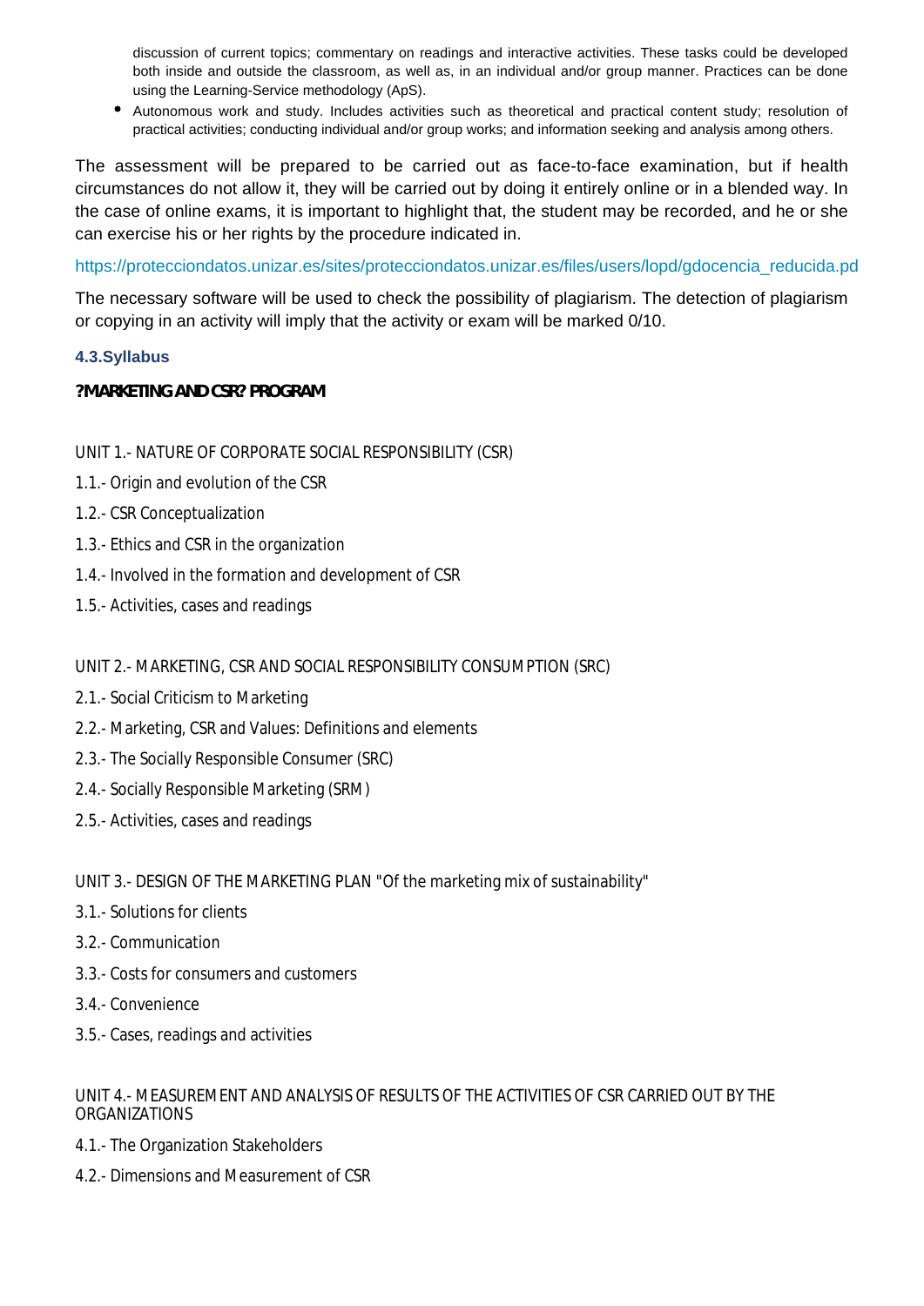discussion of current topics; commentary on readings and interactive activities. These tasks could be developed both inside and outside the classroom, as well as, in an individual and/or group manner. Practices can be done using the Learning-Service methodology (ApS).

- Autonomous work and study. Includes activities such as theoretical and practical content study; resolution of practical activities; conducting individual and/or group works; and information seeking and analysis among others.

The assessment will be prepared to be carried out as face-to-face examination, but if health circumstances do not allow it, they will be carried out by doing it entirely online or in a blended way. In the case of online exams, it is important to highlight that, the student may be recorded, and he or she can exercise his or her rights by the procedure indicated in.

https://protecciondatos.unizar.es/sites/protecciondatos.unizar.es/files/users/lopd/gdocencia_reducida.pd

The necessary software will be used to check the possibility of plagiarism. The detection of plagiarism or copying in an activity will imply that the activity or exam will be marked 0/10.

### 4.3.Syllabus

**?MARKETING AND CSR? PROGRAM**

UNIT 1.- NATURE OF CORPORATE SOCIAL RESPONSIBILITY (CSR)

1.1.- Origin and evolution of the CSR

1.2.- CSR Conceptualization

1.3.- Ethics and CSR in the organization

1.4.- Involved in the formation and development of CSR

1.5.- Activities, cases and readings

UNIT 2.- MARKETING, CSR AND SOCIAL RESPONSIBILITY CONSUMPTION (SRC)

2.1.- Social Criticism to Marketing

2.2.- Marketing, CSR and Values: Definitions and elements

2.3.- The Socially Responsible Consumer (SRC)

2.4.- Socially Responsible Marketing (SRM)

2.5.- Activities, cases and readings

UNIT 3.- DESIGN OF THE MARKETING PLAN "Of the marketing mix of sustainability"

3.1.- Solutions for clients

3.2.- Communication

3.3.- Costs for consumers and customers

3.4.- Convenience

3.5.- Cases, readings and activities

UNIT 4.- MEASUREMENT AND ANALYSIS OF RESULTS OF THE ACTIVITIES OF CSR CARRIED OUT BY THE ORGANIZATIONS

4.1.- The Organization Stakeholders

4.2.- Dimensions and Measurement of CSR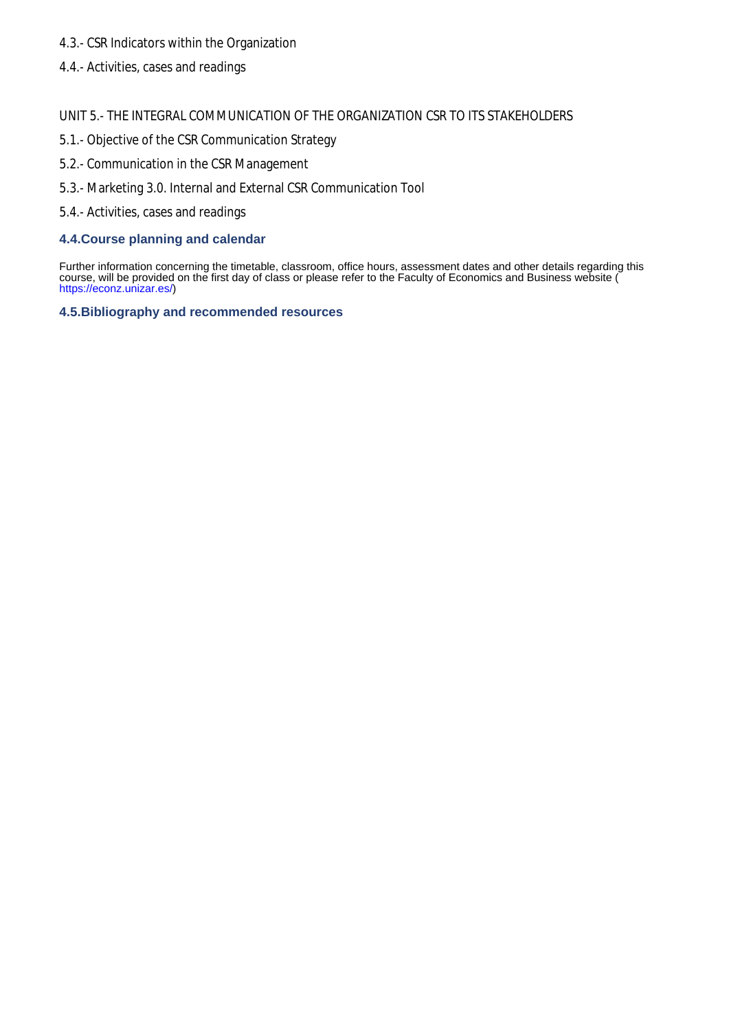4.3.- CSR Indicators within the Organization

4.4.- Activities, cases and readings

UNIT 5.- THE INTEGRAL COMMUNICATION OF THE ORGANIZATION CSR TO ITS STAKEHOLDERS

5.1.- Objective of the CSR Communication Strategy

5.2.- Communication in the CSR Management

5.3.- Marketing 3.0. Internal and External CSR Communication Tool

5.4.- Activities, cases and readings

### 4.4.Course planning and calendar

Further information concerning the timetable, classroom, office hours, assessment dates and other details regarding this course, will be provided on the first day of class or please refer to the Faculty of Economics and Business website ( https://econz.unizar.es/)

### 4.5.Bibliography and recommended resources